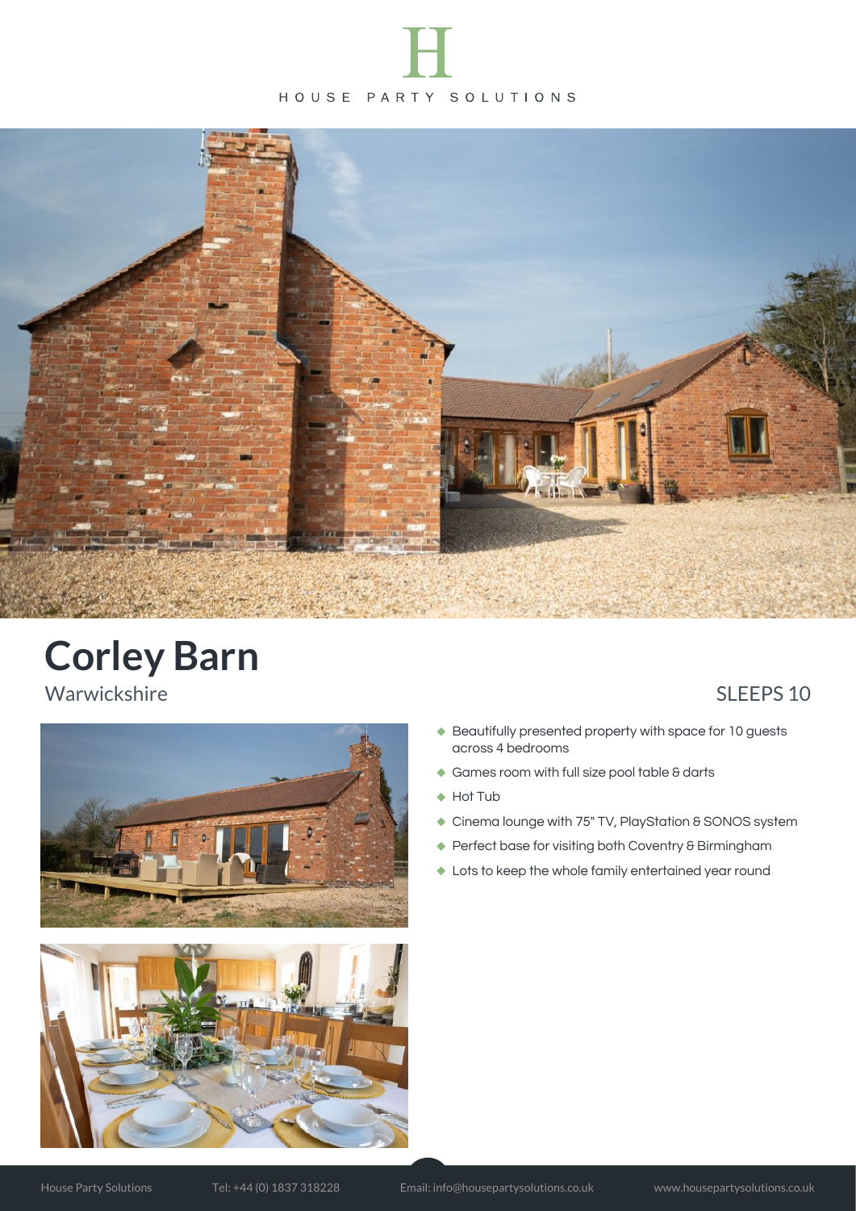H

HOUSE PARTY SOLUTIONS

# Corley Barn

Warwickshire

SLEEPS 10

- Beautifully presented property with space for 10 guests across 4 bedrooms
- Games room with full size pool table & darts
- Hot Tub
- Cinema lounge with 75" TV, PlayStation & SONOS system
- Perfect base for visiting both Coventry & Birmingham
- Lots to keep the whole family entertained year round

House Party Solutions | Tel: +44 (0) 1837 318228 | Email: info@housepartysolutions.co.uk | www.housepartysolutions.co.uk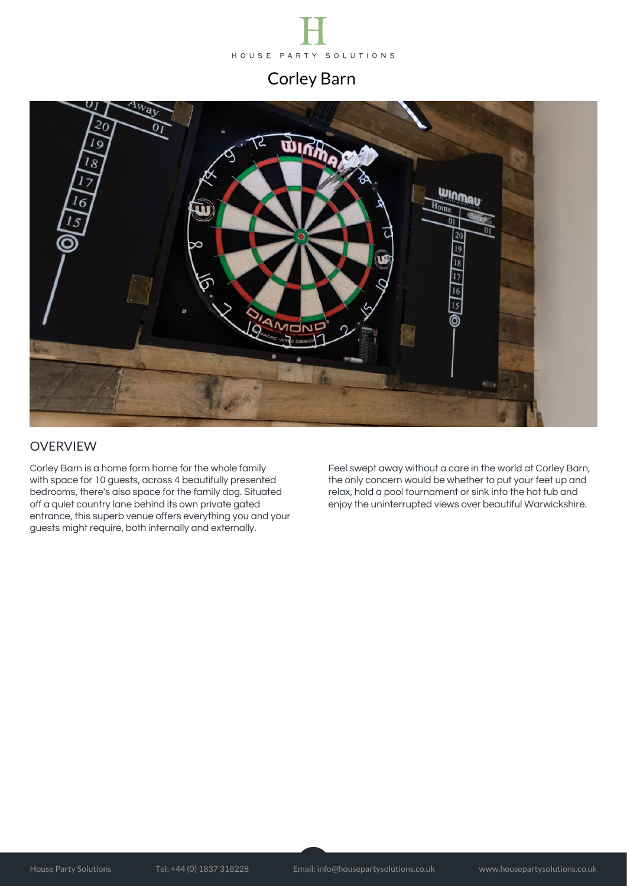# Corley Barn

## OVERVIEW

Corley Barn is a home form home for the whole family with space for 10 guests, across 4 beautifully presented bedrooms, there's also space for the family dog. Situated off a quiet country lane behind its own private gated entrance, this superb venue offers everything you and your guests might require, both internally and externally.

Feel swept away without a care in the world at Corley Barn, the only concern would be whether to put your feet up and relax, hold a pool tournament or sink into the hot tub and enjoy the uninterrupted views over beautiful Warwickshire.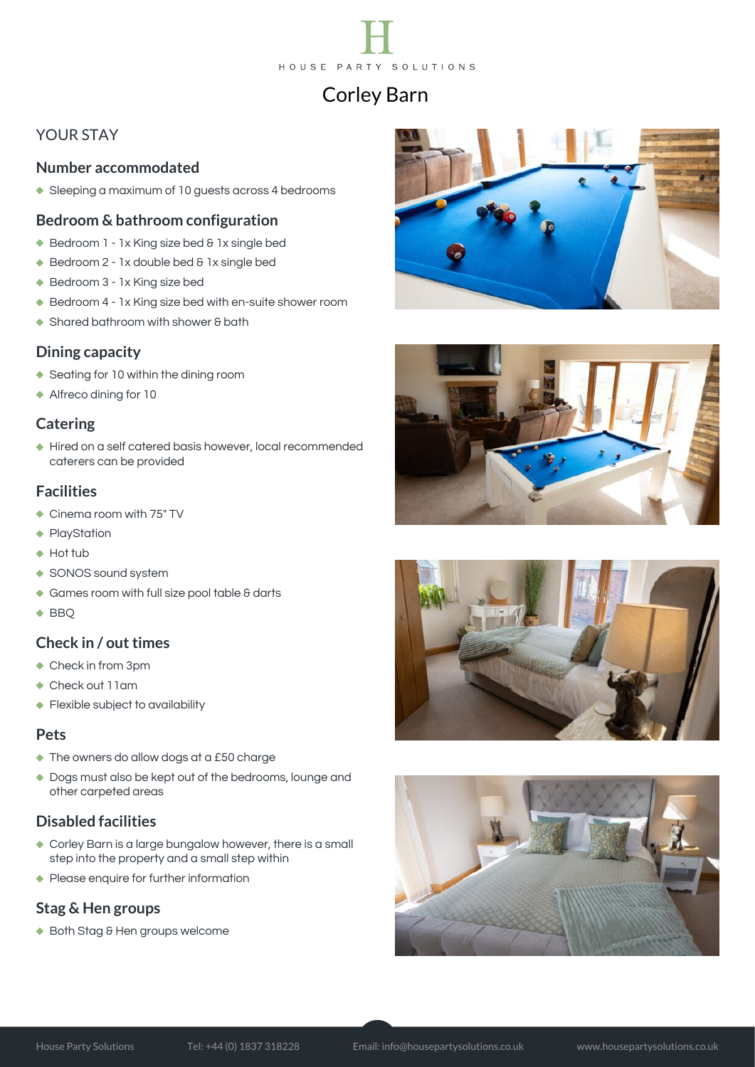# Corley Barn

## YOUR STAY

### Number accommodated

- Sleeping a maximum of 10 guests across 4 bedrooms

### Bedroom & bathroom configuration

- Bedroom 1 - 1x King size bed & 1x single bed
- Bedroom 2 - 1x double bed & 1x single bed
- Bedroom 3 - 1x King size bed
- Bedroom 4 - 1x King size bed with en-suite shower room
- Shared bathroom with shower & bath

### Dining capacity

- Seating for 10 within the dining room
- Alfreco dining for 10

### Catering

- Hired on a self catered basis however, local recommended caterers can be provided

### Facilities

- Cinema room with 75" TV
- PlayStation
- Hot tub
- SONOS sound system
- Games room with full size pool table & darts
- BBQ

### Check in / out times

- Check in from 3pm
- Check out 11am
- Flexible subject to availability

### Pets

- The owners do allow dogs at a £50 charge
- Dogs must also be kept out of the bedrooms, lounge and other carpeted areas

### Disabled facilities

- Corley Barn is a large bungalow however, there is a small step into the property and a small step within
- Please enquire for further information

### Stag & Hen groups

- Both Stag & Hen groups welcome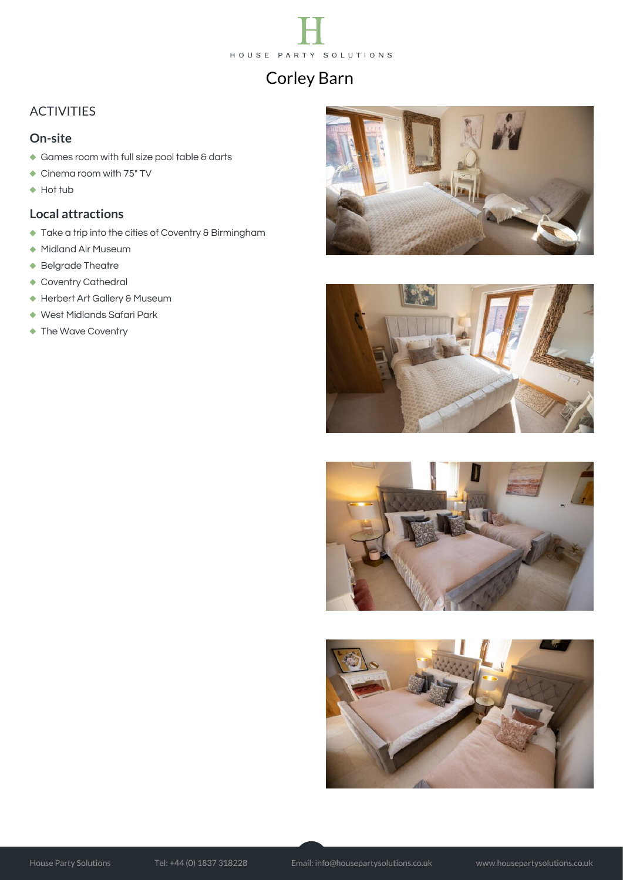# Corley Barn

## ACTIVITIES

### On-site

- Games room with full size pool table & darts
- Cinema room with 75" TV
- Hot tub

### Local attractions

- Take a trip into the cities of Coventry & Birmingham
- Midland Air Museum
- Belgrade Theatre
- Coventry Cathedral
- Herbert Art Gallery & Museum
- West Midlands Safari Park
- The Wave Coventry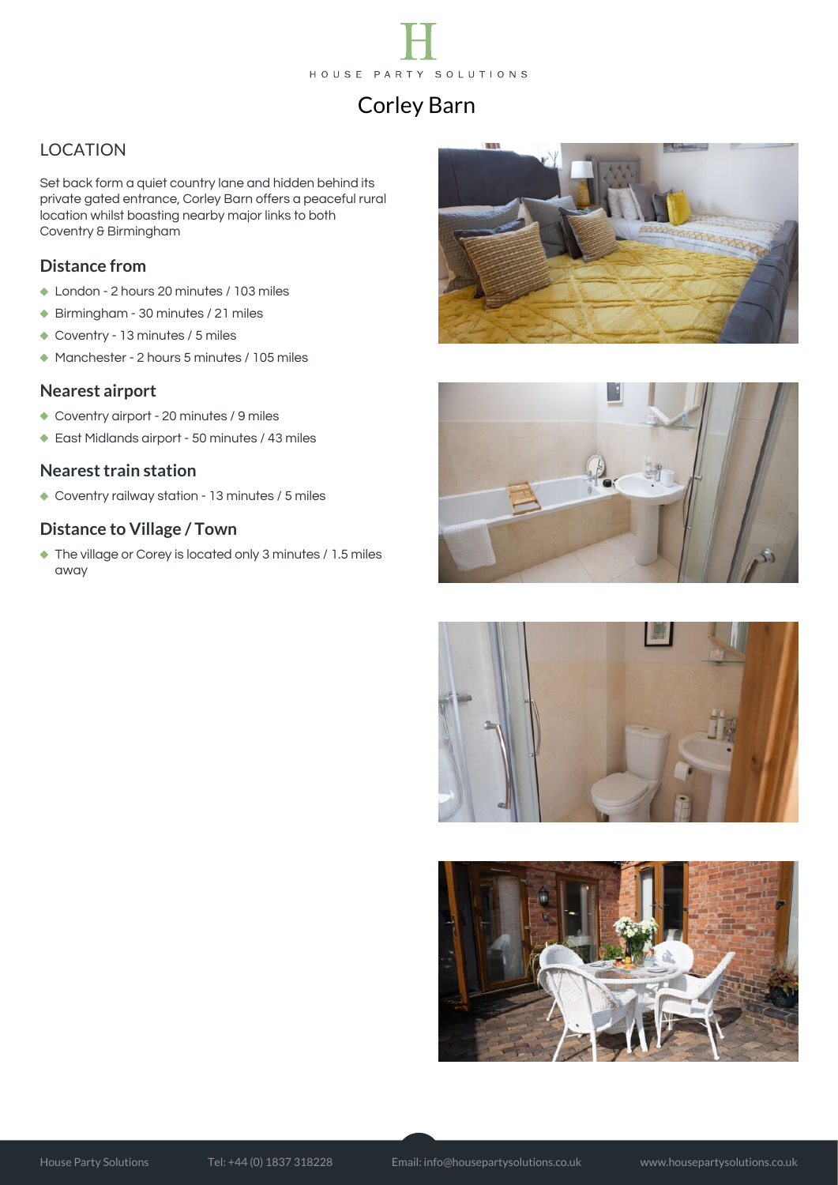# Corley Barn

## LOCATION

Set back form a quiet country lane and hidden behind its private gated entrance, Corley Barn offers a peaceful rural location whilst boasting nearby major links to both Coventry & Birmingham

### Distance from

- London - 2 hours 20 minutes / 103 miles
- Birmingham - 30 minutes / 21 miles
- Coventry - 13 minutes / 5 miles
- Manchester - 2 hours 5 minutes / 105 miles

### Nearest airport

- Coventry airport - 20 minutes / 9 miles
- East Midlands airport - 50 minutes / 43 miles

### Nearest train station

- Coventry railway station - 13 minutes / 5 miles

### Distance to Village / Town

- The village or Corey is located only 3 minutes / 1.5 miles away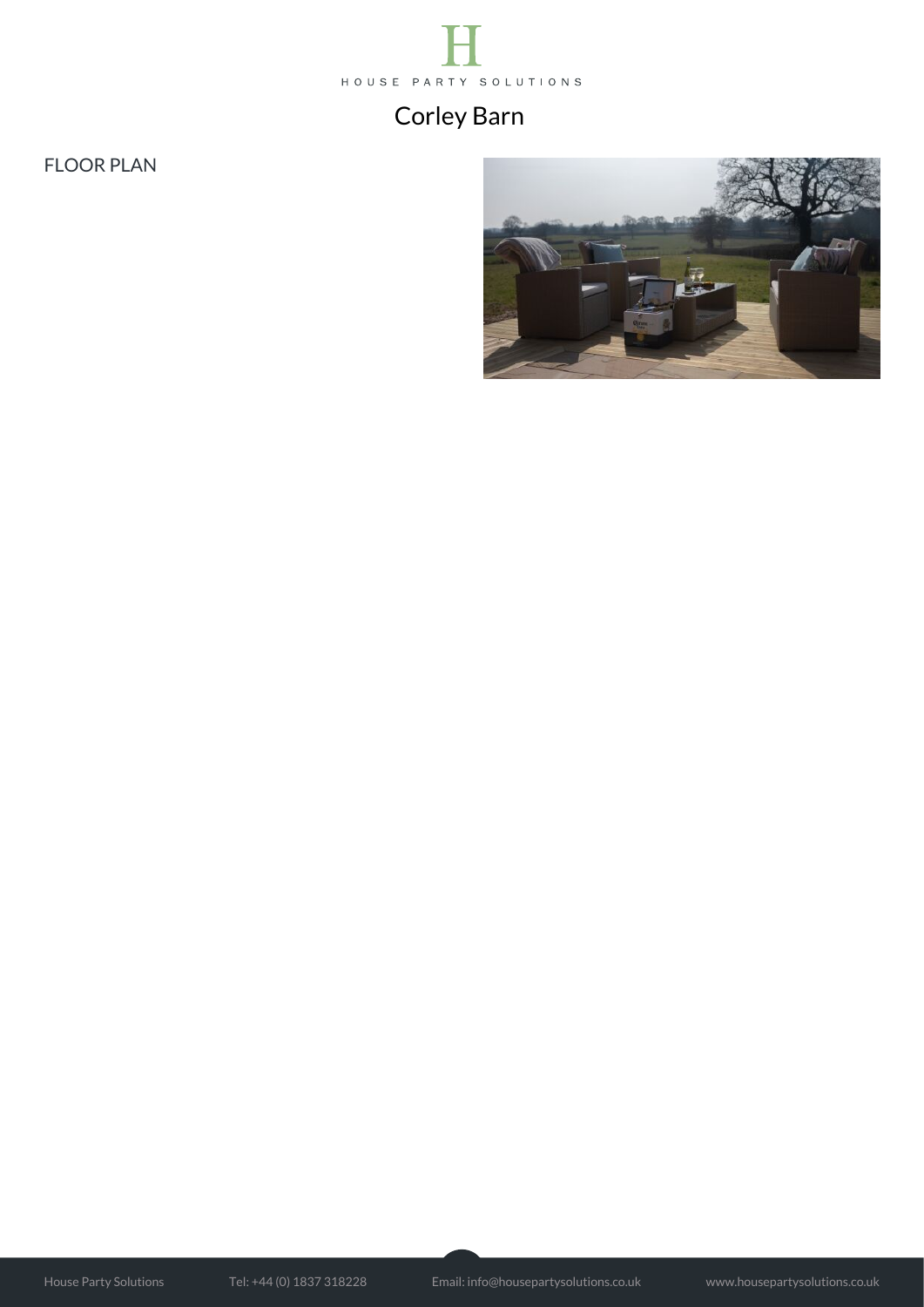# Corley Barn

## FLOOR PLAN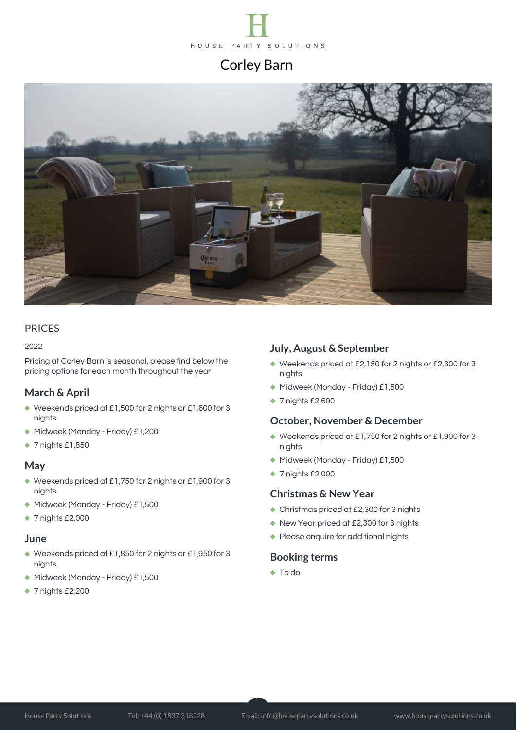HOUSE PARTY SOLUTIONS

# Corley Barn

## PRICES

2022

Pricing at Corley Barn is seasonal, please find below the pricing options for each month throughout the year

### March & April

- Weekends priced at £1,500 for 2 nights or £1,600 for 3 nights
- Midweek (Monday - Friday) £1,200
- 7 nights £1,850

### May

- Weekends priced at £1,750 for 2 nights or £1,900 for 3 nights
- Midweek (Monday - Friday) £1,500
- 7 nights £2,000

### June

- Weekends priced at £1,850 for 2 nights or £1,950 for 3 nights
- Midweek (Monday - Friday) £1,500
- 7 nights £2,200

### July, August & September

- Weekends priced at £2,150 for 2 nights or £2,300 for 3 nights
- Midweek (Monday - Friday) £1,500
- 7 nights £2,600

### October, November & December

- Weekends priced at £1,750 for 2 nights or £1,900 for 3 nights
- Midweek (Monday - Friday) £1,500
- 7 nights £2,000

### Christmas & New Year

- Christmas priced at £2,300 for 3 nights
- New Year priced at £2,300 for 3 nights
- Please enquire for additional nights

### Booking terms

- To do

House Party Solutions    Tel: +44 (0) 1837 318228    Email: info@housepartysolutions.co.uk    www.housepartysolutions.co.uk